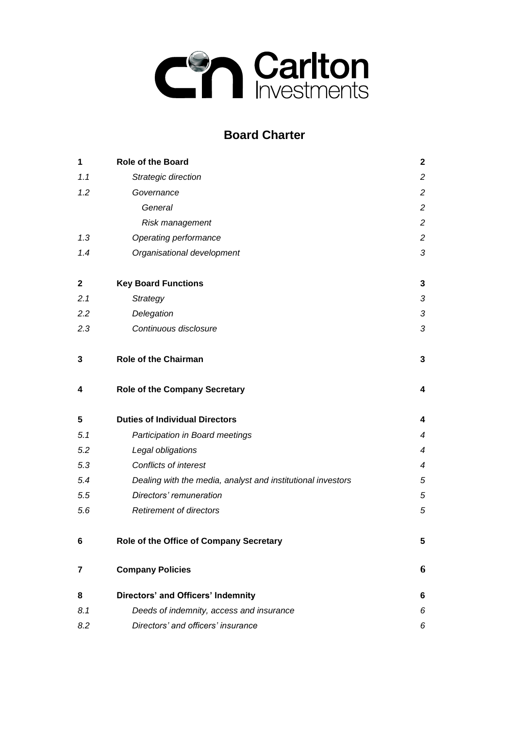Carlton Investments

# Board Charter

| | | |
|---|---|---|
| **1** | **Role of the Board** | **2** |
| *1.1* | *Strategic direction* | *2* |
| *1.2* | *Governance* | *2* |
| | *General* | *2* |
| | *Risk management* | *2* |
| *1.3* | *Operating performance* | *2* |
| *1.4* | *Organisational development* | *3* |
| **2** | **Key Board Functions** | **3** |
| *2.1* | *Strategy* | *3* |
| *2.2* | *Delegation* | *3* |
| *2.3* | *Continuous disclosure* | *3* |
| **3** | **Role of the Chairman** | **3** |
| **4** | **Role of the Company Secretary** | **4** |
| **5** | **Duties of Individual Directors** | **4** |
| *5.1* | *Participation in Board meetings* | *4* |
| *5.2* | *Legal obligations* | *4* |
| *5.3* | *Conflicts of interest* | *4* |
| *5.4* | *Dealing with the media, analyst and institutional investors* | *5* |
| *5.5* | *Directors' remuneration* | *5* |
| *5.6* | *Retirement of directors* | *5* |
| **6** | **Role of the Office of Company Secretary** | **5** |
| **7** | **Company Policies** | **6** |
| **8** | **Directors' and Officers' Indemnity** | **6** |
| *8.1* | *Deeds of indemnity, access and insurance* | *6* |
| *8.2* | *Directors' and officers' insurance* | *6* |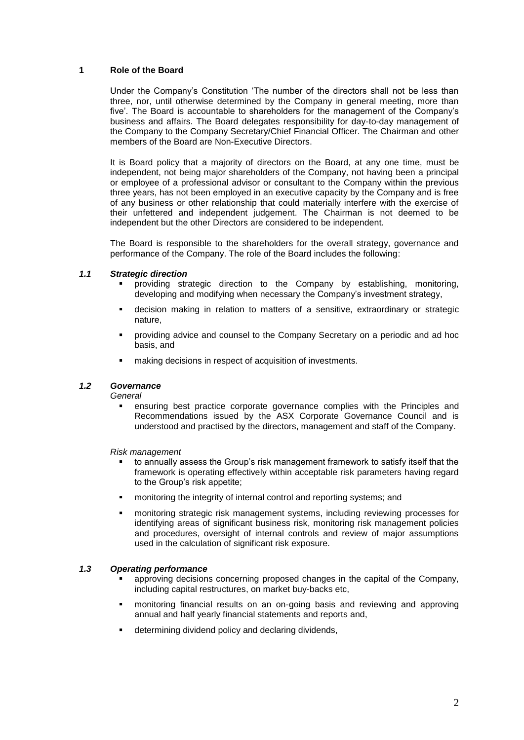## 1 Role of the Board

Under the Company's Constitution 'The number of the directors shall not be less than three, nor, until otherwise determined by the Company in general meeting, more than five'. The Board is accountable to shareholders for the management of the Company's business and affairs. The Board delegates responsibility for day-to-day management of the Company to the Company Secretary/Chief Financial Officer. The Chairman and other members of the Board are Non-Executive Directors.

It is Board policy that a majority of directors on the Board, at any one time, must be independent, not being major shareholders of the Company, not having been a principal or employee of a professional advisor or consultant to the Company within the previous three years, has not been employed in an executive capacity by the Company and is free of any business or other relationship that could materially interfere with the exercise of their unfettered and independent judgement. The Chairman is not deemed to be independent but the other Directors are considered to be independent.

The Board is responsible to the shareholders for the overall strategy, governance and performance of the Company. The role of the Board includes the following:

### *1.1 Strategic direction*

- providing strategic direction to the Company by establishing, monitoring, developing and modifying when necessary the Company's investment strategy,
- decision making in relation to matters of a sensitive, extraordinary or strategic nature,
- providing advice and counsel to the Company Secretary on a periodic and ad hoc basis, and
- making decisions in respect of acquisition of investments.

### *1.2 Governance*

*General*

- ensuring best practice corporate governance complies with the Principles and Recommendations issued by the ASX Corporate Governance Council and is understood and practised by the directors, management and staff of the Company.

*Risk management*

- to annually assess the Group's risk management framework to satisfy itself that the framework is operating effectively within acceptable risk parameters having regard to the Group's risk appetite;
- monitoring the integrity of internal control and reporting systems; and
- monitoring strategic risk management systems, including reviewing processes for identifying areas of significant business risk, monitoring risk management policies and procedures, oversight of internal controls and review of major assumptions used in the calculation of significant risk exposure.

### *1.3 Operating performance*

- approving decisions concerning proposed changes in the capital of the Company, including capital restructures, on market buy-backs etc,
- monitoring financial results on an on-going basis and reviewing and approving annual and half yearly financial statements and reports and,
- determining dividend policy and declaring dividends,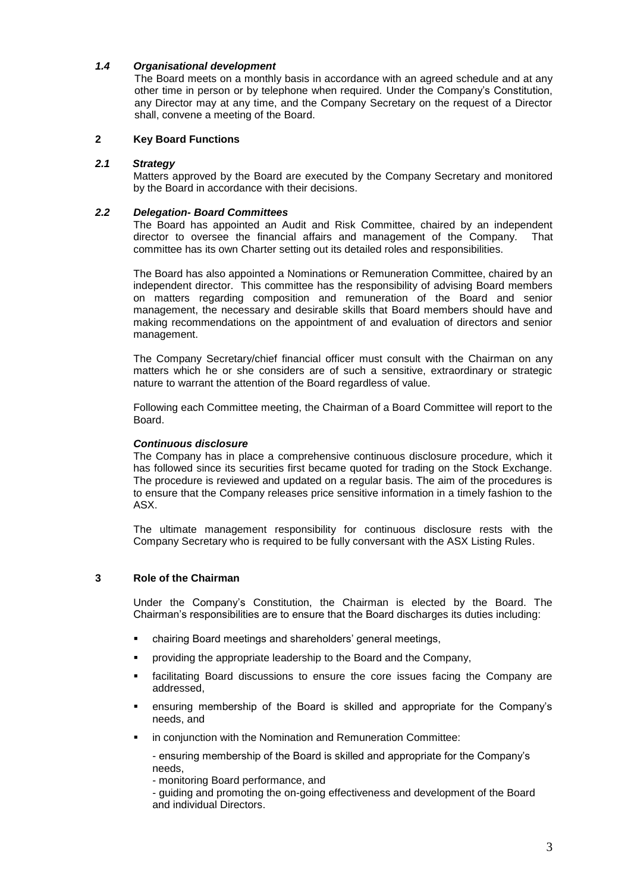### *1.4 Organisational development*

The Board meets on a monthly basis in accordance with an agreed schedule and at any other time in person or by telephone when required. Under the Company's Constitution, any Director may at any time, and the Company Secretary on the request of a Director shall, convene a meeting of the Board.

## 2 Key Board Functions

### *2.1 Strategy*

Matters approved by the Board are executed by the Company Secretary and monitored by the Board in accordance with their decisions.

### *2.2 Delegation- Board Committees*

The Board has appointed an Audit and Risk Committee, chaired by an independent director to oversee the financial affairs and management of the Company. That committee has its own Charter setting out its detailed roles and responsibilities.

The Board has also appointed a Nominations or Remuneration Committee, chaired by an independent director. This committee has the responsibility of advising Board members on matters regarding composition and remuneration of the Board and senior management, the necessary and desirable skills that Board members should have and making recommendations on the appointment of and evaluation of directors and senior management.

The Company Secretary/chief financial officer must consult with the Chairman on any matters which he or she considers are of such a sensitive, extraordinary or strategic nature to warrant the attention of the Board regardless of value.

Following each Committee meeting, the Chairman of a Board Committee will report to the Board.

#### *Continuous disclosure*

The Company has in place a comprehensive continuous disclosure procedure, which it has followed since its securities first became quoted for trading on the Stock Exchange. The procedure is reviewed and updated on a regular basis. The aim of the procedures is to ensure that the Company releases price sensitive information in a timely fashion to the ASX.

The ultimate management responsibility for continuous disclosure rests with the Company Secretary who is required to be fully conversant with the ASX Listing Rules.

## 3 Role of the Chairman

Under the Company's Constitution, the Chairman is elected by the Board. The Chairman's responsibilities are to ensure that the Board discharges its duties including:

- chairing Board meetings and shareholders' general meetings,
- providing the appropriate leadership to the Board and the Company,
- facilitating Board discussions to ensure the core issues facing the Company are addressed,
- ensuring membership of the Board is skilled and appropriate for the Company's needs, and
- in conjunction with the Nomination and Remuneration Committee:

  - ensuring membership of the Board is skilled and appropriate for the Company's needs,
  - monitoring Board performance, and
  - guiding and promoting the on-going effectiveness and development of the Board and individual Directors.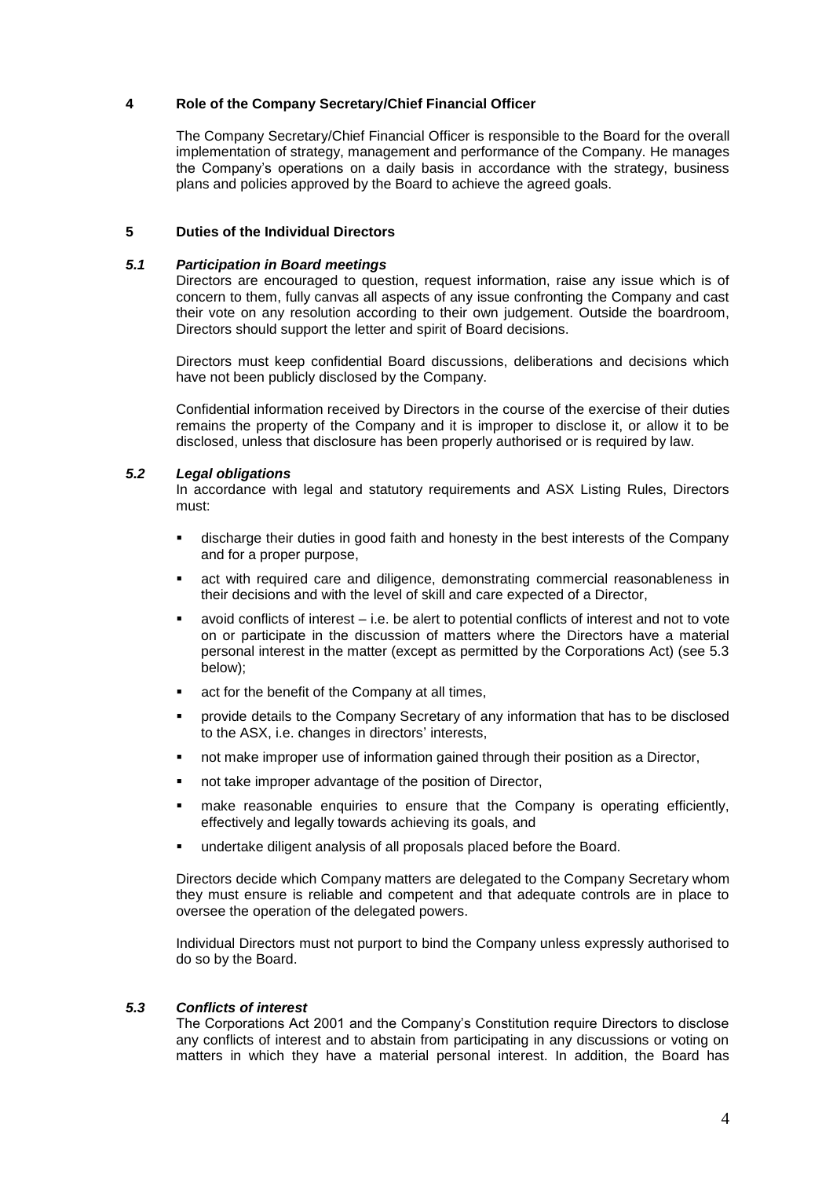## 4 Role of the Company Secretary/Chief Financial Officer

The Company Secretary/Chief Financial Officer is responsible to the Board for the overall implementation of strategy, management and performance of the Company. He manages the Company's operations on a daily basis in accordance with the strategy, business plans and policies approved by the Board to achieve the agreed goals.

## 5 Duties of the Individual Directors

### *5.1 Participation in Board meetings*

Directors are encouraged to question, request information, raise any issue which is of concern to them, fully canvas all aspects of any issue confronting the Company and cast their vote on any resolution according to their own judgement. Outside the boardroom, Directors should support the letter and spirit of Board decisions.

Directors must keep confidential Board discussions, deliberations and decisions which have not been publicly disclosed by the Company.

Confidential information received by Directors in the course of the exercise of their duties remains the property of the Company and it is improper to disclose it, or allow it to be disclosed, unless that disclosure has been properly authorised or is required by law.

### *5.2 Legal obligations*

In accordance with legal and statutory requirements and ASX Listing Rules, Directors must:

- discharge their duties in good faith and honesty in the best interests of the Company and for a proper purpose,
- act with required care and diligence, demonstrating commercial reasonableness in their decisions and with the level of skill and care expected of a Director,
- avoid conflicts of interest – i.e. be alert to potential conflicts of interest and not to vote on or participate in the discussion of matters where the Directors have a material personal interest in the matter (except as permitted by the Corporations Act) (see 5.3 below);
- act for the benefit of the Company at all times,
- provide details to the Company Secretary of any information that has to be disclosed to the ASX, i.e. changes in directors' interests,
- not make improper use of information gained through their position as a Director,
- not take improper advantage of the position of Director,
- make reasonable enquiries to ensure that the Company is operating efficiently, effectively and legally towards achieving its goals, and
- undertake diligent analysis of all proposals placed before the Board.

Directors decide which Company matters are delegated to the Company Secretary whom they must ensure is reliable and competent and that adequate controls are in place to oversee the operation of the delegated powers.

Individual Directors must not purport to bind the Company unless expressly authorised to do so by the Board.

### *5.3 Conflicts of interest*

The Corporations Act 2001 and the Company's Constitution require Directors to disclose any conflicts of interest and to abstain from participating in any discussions or voting on matters in which they have a material personal interest. In addition, the Board has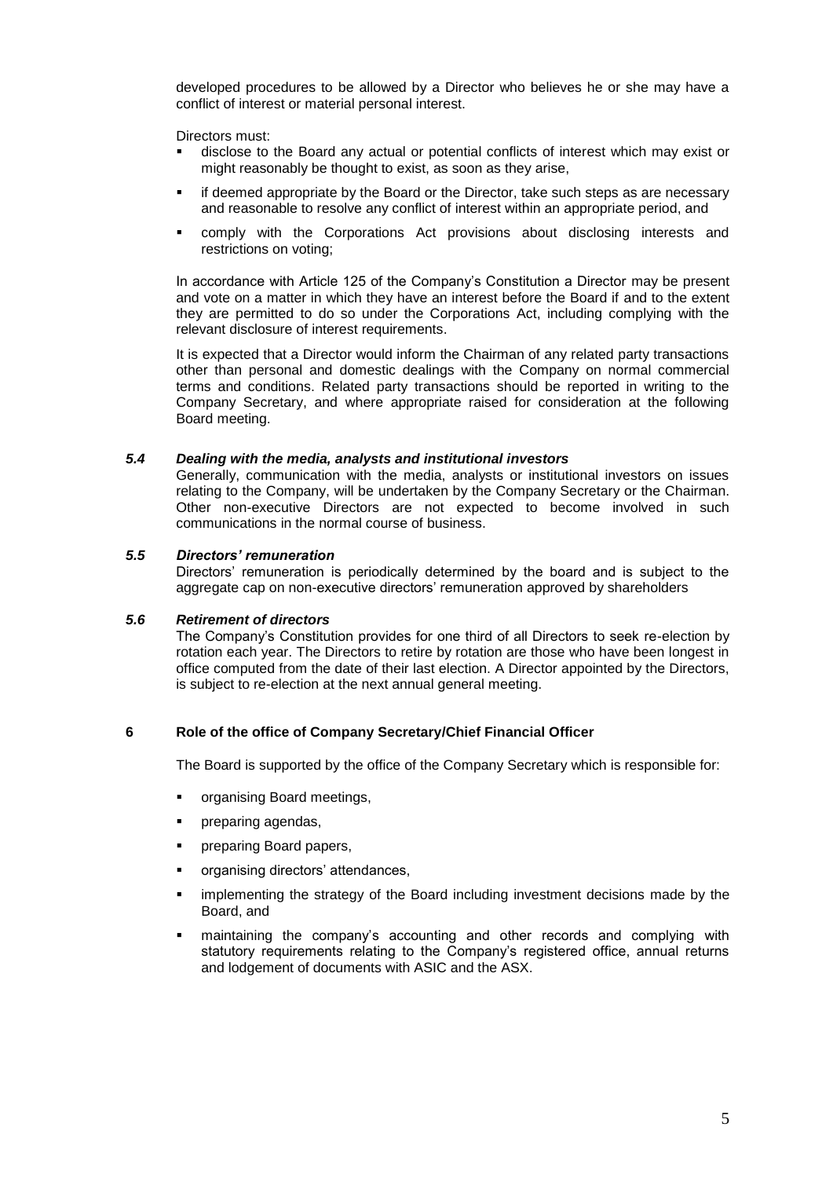developed procedures to be allowed by a Director who believes he or she may have a conflict of interest or material personal interest.

Directors must:

- disclose to the Board any actual or potential conflicts of interest which may exist or might reasonably be thought to exist, as soon as they arise,
- if deemed appropriate by the Board or the Director, take such steps as are necessary and reasonable to resolve any conflict of interest within an appropriate period, and
- comply with the Corporations Act provisions about disclosing interests and restrictions on voting;

In accordance with Article 125 of the Company's Constitution a Director may be present and vote on a matter in which they have an interest before the Board if and to the extent they are permitted to do so under the Corporations Act, including complying with the relevant disclosure of interest requirements.

It is expected that a Director would inform the Chairman of any related party transactions other than personal and domestic dealings with the Company on normal commercial terms and conditions. Related party transactions should be reported in writing to the Company Secretary, and where appropriate raised for consideration at the following Board meeting.

### *5.4 Dealing with the media, analysts and institutional investors*

Generally, communication with the media, analysts or institutional investors on issues relating to the Company, will be undertaken by the Company Secretary or the Chairman. Other non-executive Directors are not expected to become involved in such communications in the normal course of business.

### *5.5 Directors' remuneration*

Directors' remuneration is periodically determined by the board and is subject to the aggregate cap on non-executive directors' remuneration approved by shareholders

### *5.6 Retirement of directors*

The Company's Constitution provides for one third of all Directors to seek re-election by rotation each year. The Directors to retire by rotation are those who have been longest in office computed from the date of their last election. A Director appointed by the Directors, is subject to re-election at the next annual general meeting.

## 6 Role of the office of Company Secretary/Chief Financial Officer

The Board is supported by the office of the Company Secretary which is responsible for:

- organising Board meetings,
- preparing agendas,
- preparing Board papers,
- organising directors' attendances,
- implementing the strategy of the Board including investment decisions made by the Board, and
- maintaining the company's accounting and other records and complying with statutory requirements relating to the Company's registered office, annual returns and lodgement of documents with ASIC and the ASX.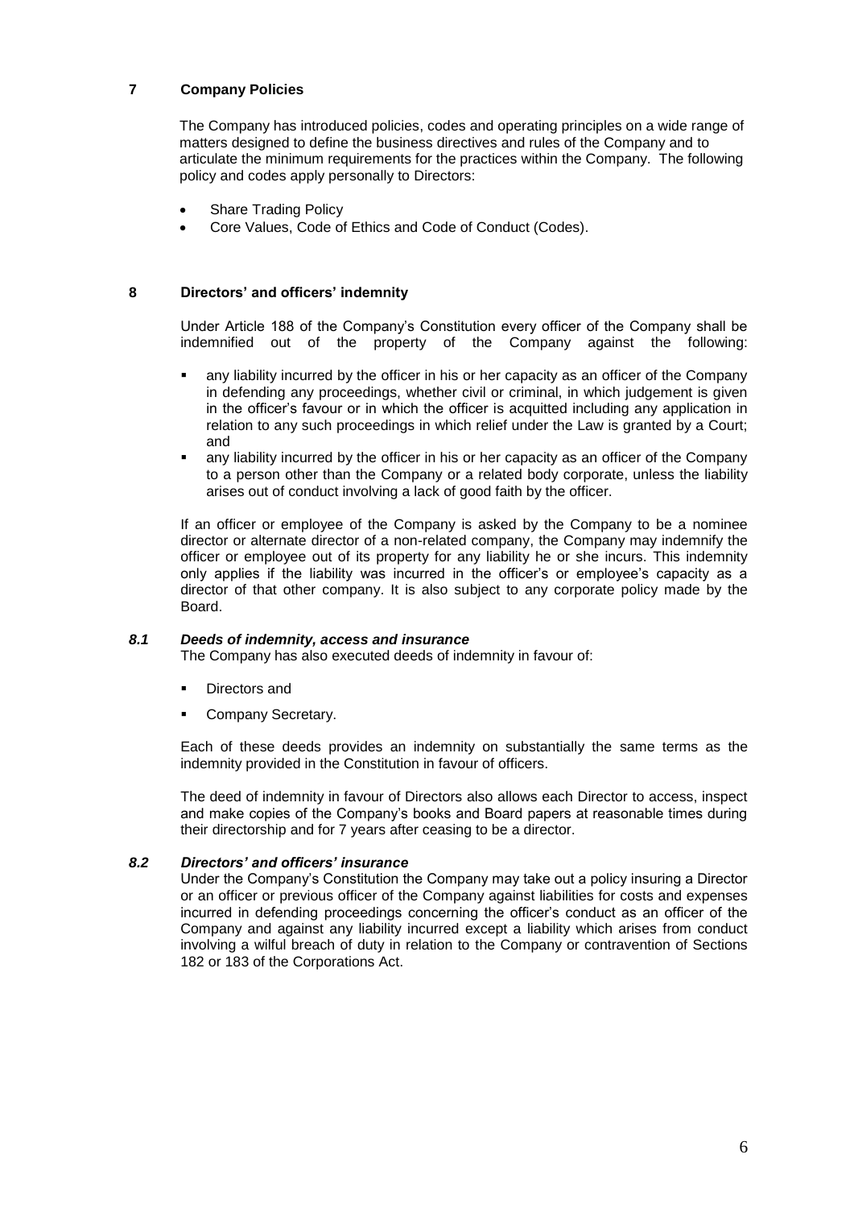## 7 Company Policies

The Company has introduced policies, codes and operating principles on a wide range of matters designed to define the business directives and rules of the Company and to articulate the minimum requirements for the practices within the Company. The following policy and codes apply personally to Directors:

- Share Trading Policy
- Core Values, Code of Ethics and Code of Conduct (Codes).

## 8 Directors' and officers' indemnity

Under Article 188 of the Company's Constitution every officer of the Company shall be indemnified out of the property of the Company against the following:

- any liability incurred by the officer in his or her capacity as an officer of the Company in defending any proceedings, whether civil or criminal, in which judgement is given in the officer's favour or in which the officer is acquitted including any application in relation to any such proceedings in which relief under the Law is granted by a Court; and
- any liability incurred by the officer in his or her capacity as an officer of the Company to a person other than the Company or a related body corporate, unless the liability arises out of conduct involving a lack of good faith by the officer.

If an officer or employee of the Company is asked by the Company to be a nominee director or alternate director of a non-related company, the Company may indemnify the officer or employee out of its property for any liability he or she incurs. This indemnity only applies if the liability was incurred in the officer's or employee's capacity as a director of that other company. It is also subject to any corporate policy made by the Board.

### *8.1 Deeds of indemnity, access and insurance*

The Company has also executed deeds of indemnity in favour of:

- Directors and
- Company Secretary.

Each of these deeds provides an indemnity on substantially the same terms as the indemnity provided in the Constitution in favour of officers.

The deed of indemnity in favour of Directors also allows each Director to access, inspect and make copies of the Company's books and Board papers at reasonable times during their directorship and for 7 years after ceasing to be a director.

### *8.2 Directors' and officers' insurance*

Under the Company's Constitution the Company may take out a policy insuring a Director or an officer or previous officer of the Company against liabilities for costs and expenses incurred in defending proceedings concerning the officer's conduct as an officer of the Company and against any liability incurred except a liability which arises from conduct involving a wilful breach of duty in relation to the Company or contravention of Sections 182 or 183 of the Corporations Act.